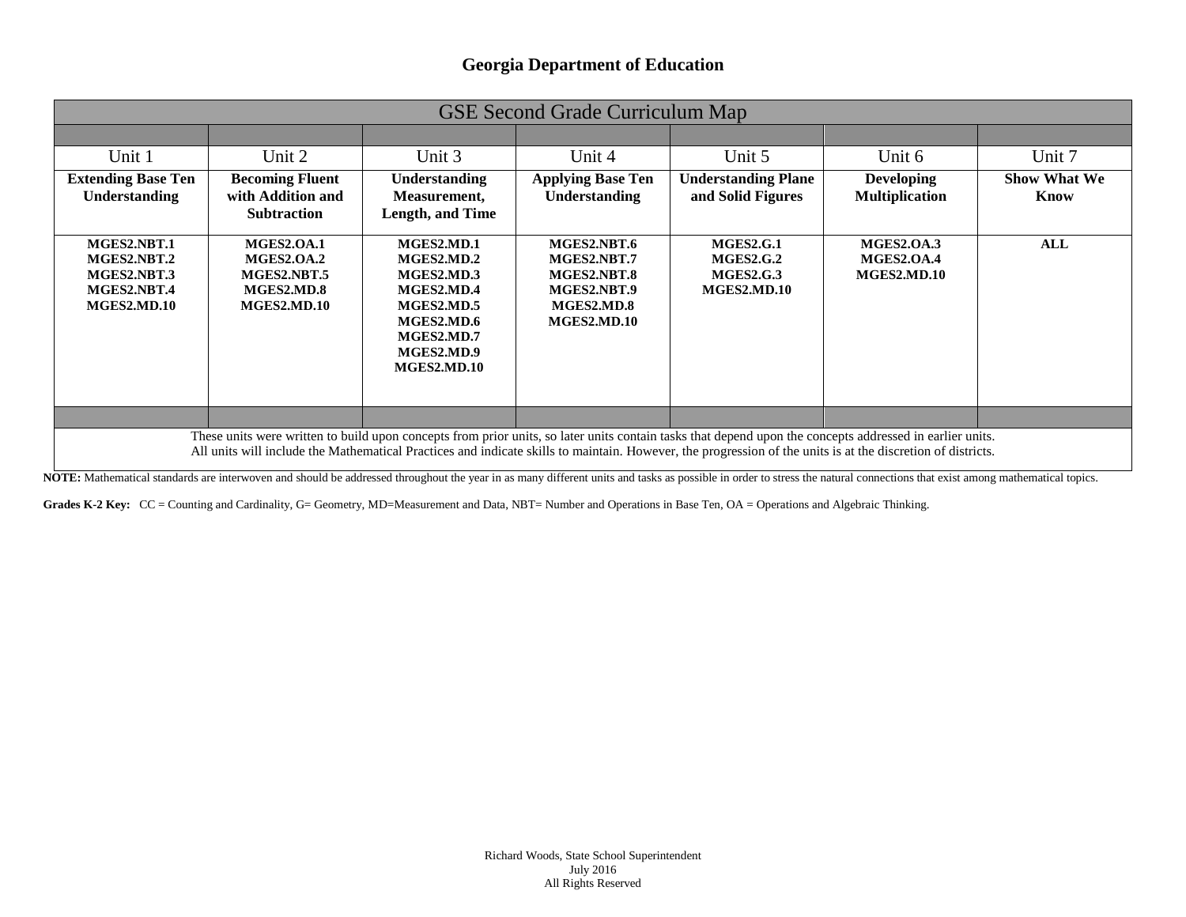# Georgia Department of Education

| GSE Second Grade Curriculum Map | | | | | | |
|---|---|---|---|---|---|---|
| | | | | | | |
| Unit 1 | Unit 2 | Unit 3 | Unit 4 | Unit 5 | Unit 6 | Unit 7 |
| **Extending Base Ten Understanding** | **Becoming Fluent with Addition and Subtraction** | **Understanding Measurement, Length, and Time** | **Applying Base Ten Understanding** | **Understanding Plane and Solid Figures** | **Developing Multiplication** | **Show What We Know** |
| **MGES2.NBT.1**<br>**MGES2.NBT.2**<br>**MGES2.NBT.3**<br>**MGES2.NBT.4**<br>**MGES2.MD.10** | **MGES2.OA.1**<br>**MGES2.OA.2**<br>**MGES2.NBT.5**<br>**MGES2.MD.8**<br>**MGES2.MD.10** | **MGES2.MD.1**<br>**MGES2.MD.2**<br>**MGES2.MD.3**<br>**MGES2.MD.4**<br>**MGES2.MD.5**<br>**MGES2.MD.6**<br>**MGES2.MD.7**<br>**MGES2.MD.9**<br>**MGES2.MD.10** | **MGES2.NBT.6**<br>**MGES2.NBT.7**<br>**MGES2.NBT.8**<br>**MGES2.NBT.9**<br>**MGES2.MD.8**<br>**MGES2.MD.10** | **MGES2.G.1**<br>**MGES2.G.2**<br>**MGES2.G.3**<br>**MGES2.MD.10** | **MGES2.OA.3**<br>**MGES2.OA.4**<br>**MGES2.MD.10** | **ALL** |
| | | | | | | |
| These units were written to build upon concepts from prior units, so later units contain tasks that depend upon the concepts addressed in earlier units.<br>All units will include the Mathematical Practices and indicate skills to maintain. However, the progression of the units is at the discretion of districts. | | | | | | |

**NOTE:** Mathematical standards are interwoven and should be addressed throughout the year in as many different units and tasks as possible in order to stress the natural connections that exist among mathematical topics.

**Grades K-2 Key:** CC = Counting and Cardinality, G= Geometry, MD=Measurement and Data, NBT= Number and Operations in Base Ten, OA = Operations and Algebraic Thinking.

Richard Woods, State School Superintendent
July 2016
All Rights Reserved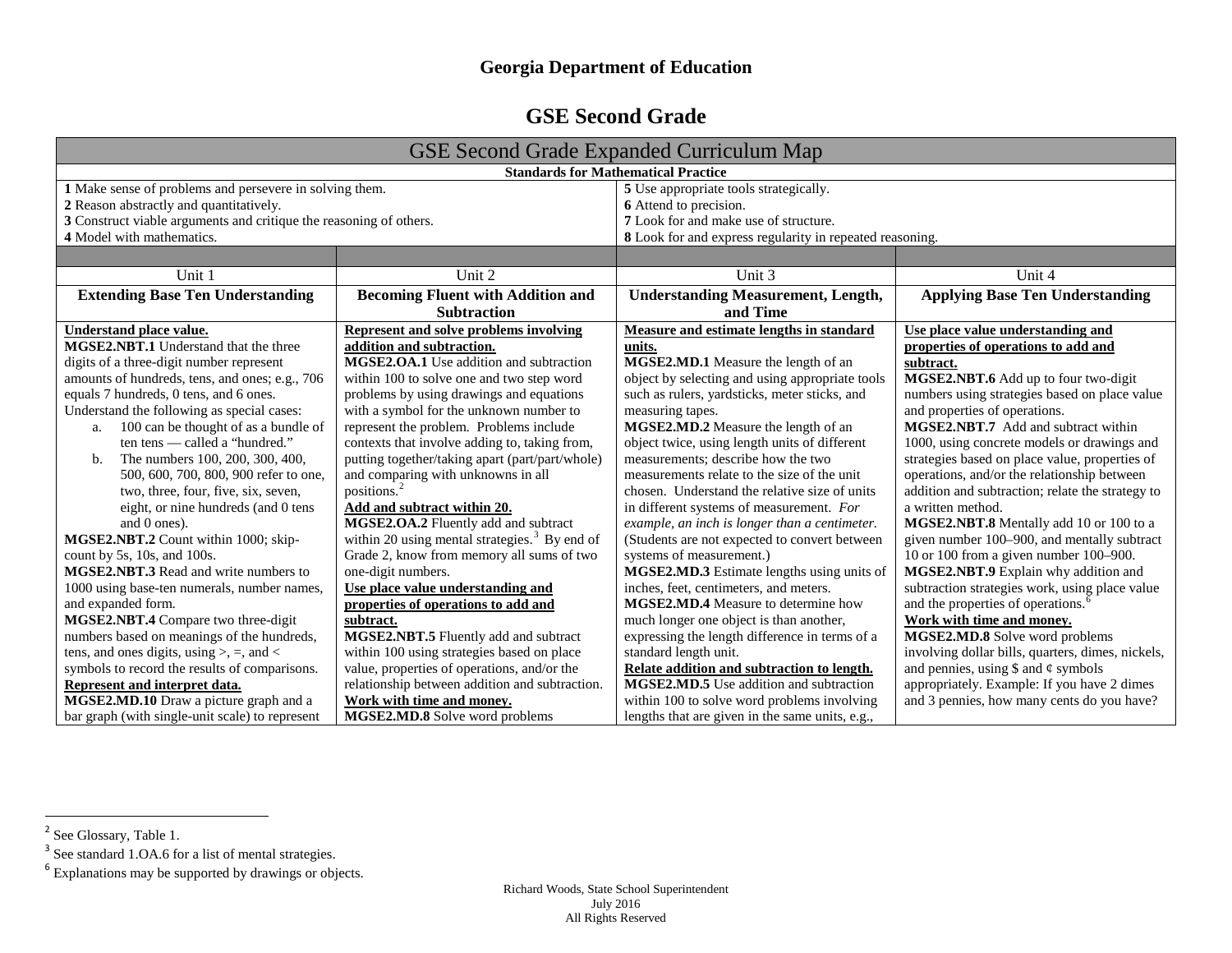# Georgia Department of Education

## GSE Second Grade

| GSE Second Grade Expanded Curriculum Map | | | |
|---|---|---|---|
| **Standards for Mathematical Practice** | | | |
| **1** Make sense of problems and persevere in solving them.<br>**2** Reason abstractly and quantitatively.<br>**3** Construct viable arguments and critique the reasoning of others.<br>**4** Model with mathematics. | | **5** Use appropriate tools strategically.<br>**6** Attend to precision.<br>**7** Look for and make use of structure.<br>**8** Look for and express regularity in repeated reasoning. | |
| | | | |
| Unit 1 | Unit 2 | Unit 3 | Unit 4 |
| **Extending Base Ten Understanding** | **Becoming Fluent with Addition and Subtraction** | **Understanding Measurement, Length, and Time** | **Applying Base Ten Understanding** |
| **Understand place value.**<br>**MGSE2.NBT.1** Understand that the three digits of a three-digit number represent amounts of hundreds, tens, and ones; e.g., 706 equals 7 hundreds, 0 tens, and 6 ones. Understand the following as special cases:<br>a. 100 can be thought of as a bundle of ten tens — called a "hundred."<br>b. The numbers 100, 200, 300, 400, 500, 600, 700, 800, 900 refer to one, two, three, four, five, six, seven, eight, or nine hundreds (and 0 tens and 0 ones).<br>**MGSE2.NBT.2** Count within 1000; skip-count by 5s, 10s, and 100s.<br>**MGSE2.NBT.3** Read and write numbers to 1000 using base-ten numerals, number names, and expanded form.<br>**MGSE2.NBT.4** Compare two three-digit numbers based on meanings of the hundreds, tens, and ones digits, using >, =, and < symbols to record the results of comparisons.<br>**Represent and interpret data.**<br>**MGSE2.MD.10** Draw a picture graph and a bar graph (with single-unit scale) to represent | **Represent and solve problems involving addition and subtraction.**<br>**MGSE2.OA.1** Use addition and subtraction within 100 to solve one and two step word problems by using drawings and equations with a symbol for the unknown number to represent the problem. Problems include contexts that involve adding to, taking from, putting together/taking apart (part/part/whole) and comparing with unknowns in all positions.[2]<br>**Add and subtract within 20.**<br>**MGSE2.OA.2** Fluently add and subtract within 20 using mental strategies.[3] By end of Grade 2, know from memory all sums of two one-digit numbers.<br>**Use place value understanding and properties of operations to add and subtract.**<br>**MGSE2.NBT.5** Fluently add and subtract within 100 using strategies based on place value, properties of operations, and/or the relationship between addition and subtraction.<br>**Work with time and money.**<br>**MGSE2.MD.8** Solve word problems | **Measure and estimate lengths in standard units.**<br>**MGSE2.MD.1** Measure the length of an object by selecting and using appropriate tools such as rulers, yardsticks, meter sticks, and measuring tapes.<br>**MGSE2.MD.2** Measure the length of an object twice, using length units of different measurements; describe how the two measurements relate to the size of the unit chosen. Understand the relative size of units in different systems of measurement. *For example, an inch is longer than a centimeter.* (Students are not expected to convert between systems of measurement.)<br>**MGSE2.MD.3** Estimate lengths using units of inches, feet, centimeters, and meters.<br>**MGSE2.MD.4** Measure to determine how much longer one object is than another, expressing the length difference in terms of a standard length unit.<br>**Relate addition and subtraction to length.**<br>**MGSE2.MD.5** Use addition and subtraction within 100 to solve word problems involving lengths that are given in the same units, e.g., | **Use place value understanding and properties of operations to add and subtract.**<br>**MGSE2.NBT.6** Add up to four two-digit numbers using strategies based on place value and properties of operations.<br>**MGSE2.NBT.7** Add and subtract within 1000, using concrete models or drawings and strategies based on place value, properties of operations, and/or the relationship between addition and subtraction; relate the strategy to a written method.<br>**MGSE2.NBT.8** Mentally add 10 or 100 to a given number 100–900, and mentally subtract 10 or 100 from a given number 100–900.<br>**MGSE2.NBT.9** Explain why addition and subtraction strategies work, using place value and the properties of operations.[6]<br>**Work with time and money.**<br>**MGSE2.MD.8** Solve word problems involving dollar bills, quarters, dimes, nickels, and pennies, using $ and ¢ symbols appropriately. Example: If you have 2 dimes and 3 pennies, how many cents do you have? |

[2] See Glossary, Table 1.

[3] See standard 1.OA.6 for a list of mental strategies.

[6] Explanations may be supported by drawings or objects.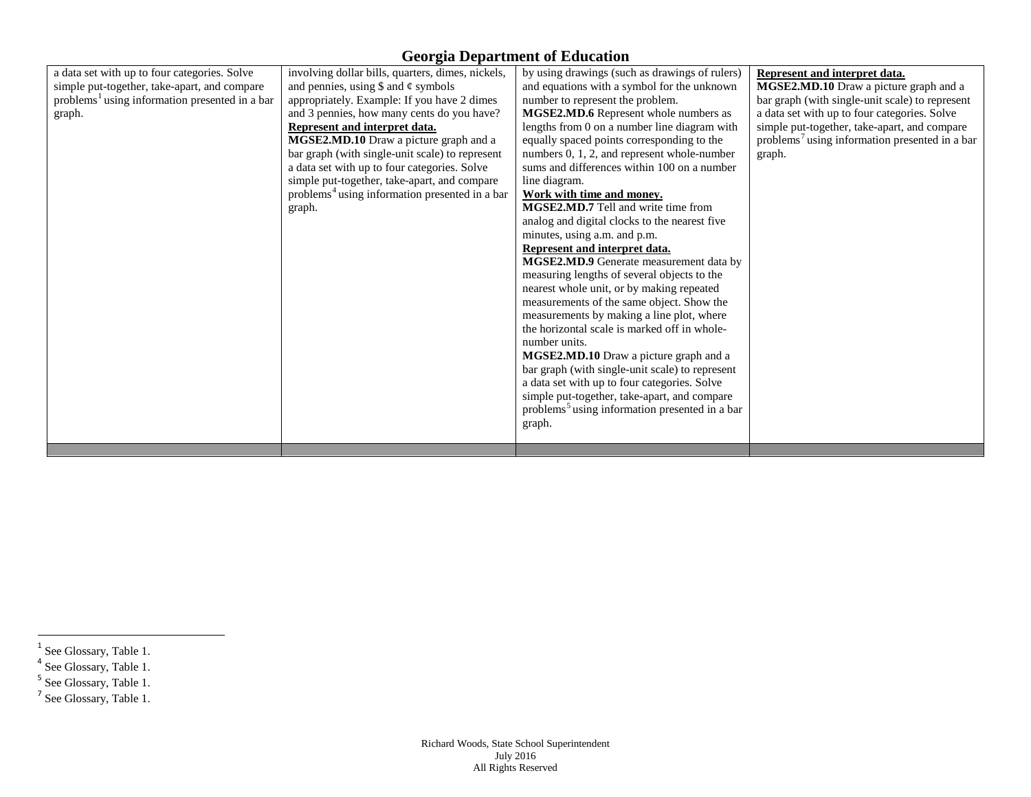| | | | |
|---|---|---|---|
| a data set with up to four categories. Solve simple put-together, take-apart, and compare problems[1] using information presented in a bar graph. | involving dollar bills, quarters, dimes, nickels, and pennies, using $ and ¢ symbols appropriately. Example: If you have 2 dimes and 3 pennies, how many cents do you have?<br>**Represent and interpret data.**<br>**MGSE2.MD.10** Draw a picture graph and a bar graph (with single-unit scale) to represent a data set with up to four categories. Solve simple put-together, take-apart, and compare problems[4] using information presented in a bar graph. | by using drawings (such as drawings of rulers) and equations with a symbol for the unknown number to represent the problem.<br>**MGSE2.MD.6** Represent whole numbers as lengths from 0 on a number line diagram with equally spaced points corresponding to the numbers 0, 1, 2, and represent whole-number sums and differences within 100 on a number line diagram.<br>**Work with time and money.**<br>**MGSE2.MD.7** Tell and write time from analog and digital clocks to the nearest five minutes, using a.m. and p.m.<br>**Represent and interpret data.**<br>**MGSE2.MD.9** Generate measurement data by measuring lengths of several objects to the nearest whole unit, or by making repeated measurements of the same object. Show the measurements by making a line plot, where the horizontal scale is marked off in whole-number units.<br>**MGSE2.MD.10** Draw a picture graph and a bar graph (with single-unit scale) to represent a data set with up to four categories. Solve simple put-together, take-apart, and compare problems[5] using information presented in a bar graph. | **Represent and interpret data.**<br>**MGSE2.MD.10** Draw a picture graph and a bar graph (with single-unit scale) to represent a data set with up to four categories. Solve simple put-together, take-apart, and compare problems[7] using information presented in a bar graph. |
| | | | |

[1] See Glossary, Table 1.
[4] See Glossary, Table 1.
[5] See Glossary, Table 1.
[7] See Glossary, Table 1.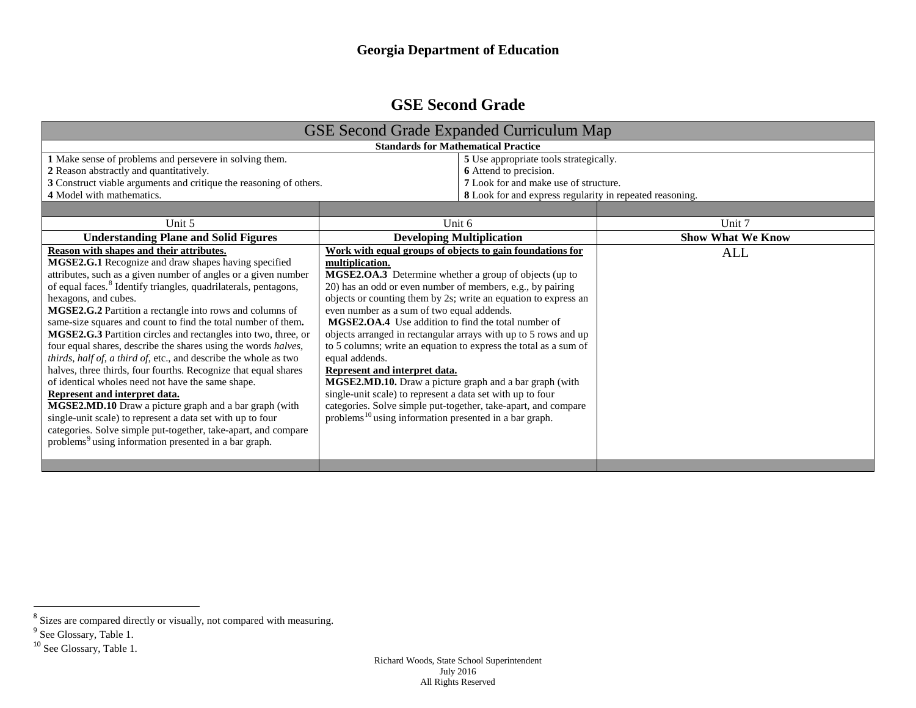# Georgia Department of Education

## GSE Second Grade

| GSE Second Grade Expanded Curriculum Map | | |
|---|---|---|
| **Standards for Mathematical Practice** | | |
| **1** Make sense of problems and persevere in solving them.<br>**2** Reason abstractly and quantitatively.<br>**3** Construct viable arguments and critique the reasoning of others.<br>**4** Model with mathematics. | **5** Use appropriate tools strategically.<br>**6** Attend to precision.<br>**7** Look for and make use of structure.<br>**8** Look for and express regularity in repeated reasoning. | |
| Unit 5 | Unit 6 | Unit 7 |
| **Understanding Plane and Solid Figures** | **Developing Multiplication** | **Show What We Know** |
| **Reason with shapes and their attributes.**<br>**MGSE2.G.1** Recognize and draw shapes having specified attributes, such as a given number of angles or a given number of equal faces.[8] Identify triangles, quadrilaterals, pentagons, hexagons, and cubes.<br>**MGSE2.G.2** Partition a rectangle into rows and columns of same-size squares and count to find the total number of them.<br>**MGSE2.G.3** Partition circles and rectangles into two, three, or four equal shares, describe the shares using the words *halves*, *thirds*, *half of*, *a third of*, etc., and describe the whole as two halves, three thirds, four fourths. Recognize that equal shares of identical wholes need not have the same shape.<br>**Represent and interpret data.**<br>**MGSE2.MD.10** Draw a picture graph and a bar graph (with single-unit scale) to represent a data set with up to four categories. Solve simple put-together, take-apart, and compare problems[9] using information presented in a bar graph. | **Work with equal groups of objects to gain foundations for multiplication.**<br>**MGSE2.OA.3** Determine whether a group of objects (up to 20) has an odd or even number of members, e.g., by pairing objects or counting them by 2s; write an equation to express an even number as a sum of two equal addends.<br>**MGSE2.OA.4** Use addition to find the total number of objects arranged in rectangular arrays with up to 5 rows and up to 5 columns; write an equation to express the total as a sum of equal addends.<br>**Represent and interpret data.**<br>**MGSE2.MD.10.** Draw a picture graph and a bar graph (with single-unit scale) to represent a data set with up to four categories. Solve simple put-together, take-apart, and compare problems[10] using information presented in a bar graph. | ALL |

[8] Sizes are compared directly or visually, not compared with measuring.

[9] See Glossary, Table 1.

[10] See Glossary, Table 1.

Richard Woods, State School Superintendent
July 2016
All Rights Reserved